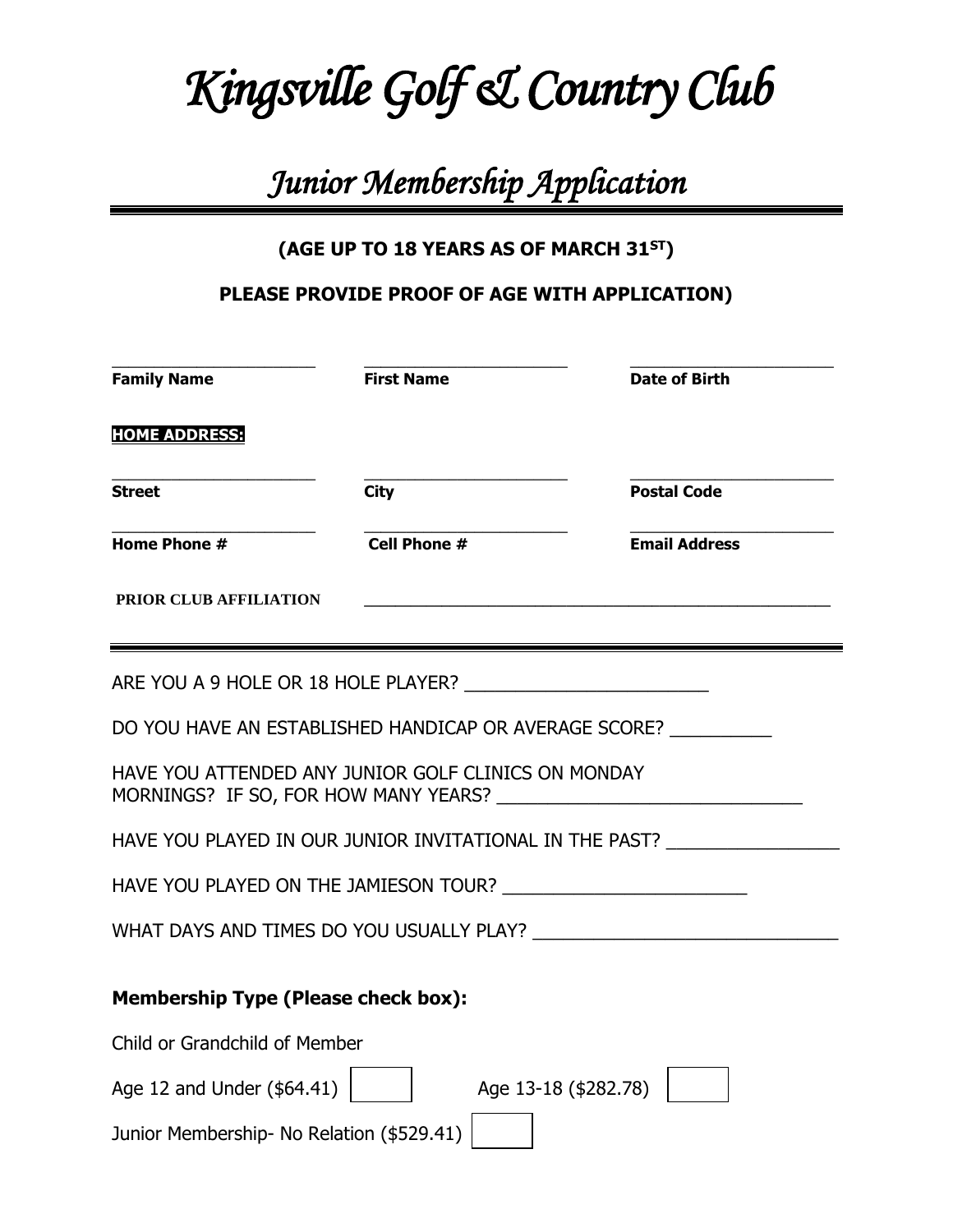# *Kingsville Golf & Country Club*

## *Junior Membership Application*

**(AGE UP TO 18 YEARS AS OF MARCH 31ST)**

**PLEASE PROVIDE PROOF OF AGE WITH APPLICATION)**

| \_\_\_\_\_\_\_\_\_\_\_\_\_\_\_\_\_\_\_\_\_\_ | \_\_\_\_\_\_\_\_\_\_\_\_\_\_\_\_\_\_\_\_\_\_ | \_\_\_\_\_\_\_\_\_\_\_\_\_\_\_\_\_\_\_\_\_\_ |
|---|---|---|
| **Family Name** | **First Name** | **Date of Birth** |

**HOME ADDRESS:**

| \_\_\_\_\_\_\_\_\_\_\_\_\_\_\_\_\_\_\_\_\_\_ | \_\_\_\_\_\_\_\_\_\_\_\_\_\_\_\_\_\_\_\_\_\_ | \_\_\_\_\_\_\_\_\_\_\_\_\_\_\_\_\_\_\_\_\_\_ |
|---|---|---|
| **Street** | **City** | **Postal Code** |
| **Home Phone #** | **Cell Phone #** | **Email Address** |

**PRIOR CLUB AFFILIATION** \_\_\_\_\_\_\_\_\_\_\_\_\_\_\_\_\_\_\_\_\_\_\_\_\_\_\_\_\_\_\_\_\_\_\_\_\_\_\_\_\_\_\_\_\_\_\_\_\_\_

---

ARE YOU A 9 HOLE OR 18 HOLE PLAYER? \_\_\_\_\_\_\_\_\_\_\_\_\_\_\_\_\_\_\_\_\_\_\_\_

DO YOU HAVE AN ESTABLISHED HANDICAP OR AVERAGE SCORE? \_\_\_\_\_\_\_\_\_\_

HAVE YOU ATTENDED ANY JUNIOR GOLF CLINICS ON MONDAY MORNINGS? IF SO, FOR HOW MANY YEARS? \_\_\_\_\_\_\_\_\_\_\_\_\_\_\_\_\_\_\_\_\_\_\_\_\_\_\_\_\_\_

HAVE YOU PLAYED IN OUR JUNIOR INVITATIONAL IN THE PAST? \_\_\_\_\_\_\_\_\_\_\_\_\_\_\_\_\_

HAVE YOU PLAYED ON THE JAMIESON TOUR? \_\_\_\_\_\_\_\_\_\_\_\_\_\_\_\_\_\_\_\_\_\_\_\_

WHAT DAYS AND TIMES DO YOU USUALLY PLAY? \_\_\_\_\_\_\_\_\_\_\_\_\_\_\_\_\_\_\_\_\_\_\_\_\_\_\_\_\_\_

**Membership Type (Please check box):**

Child or Grandchild of Member

Age 12 and Under ($64.41) ☐ Age 13-18 ($282.78) ☐

Junior Membership- No Relation ($529.41) ☐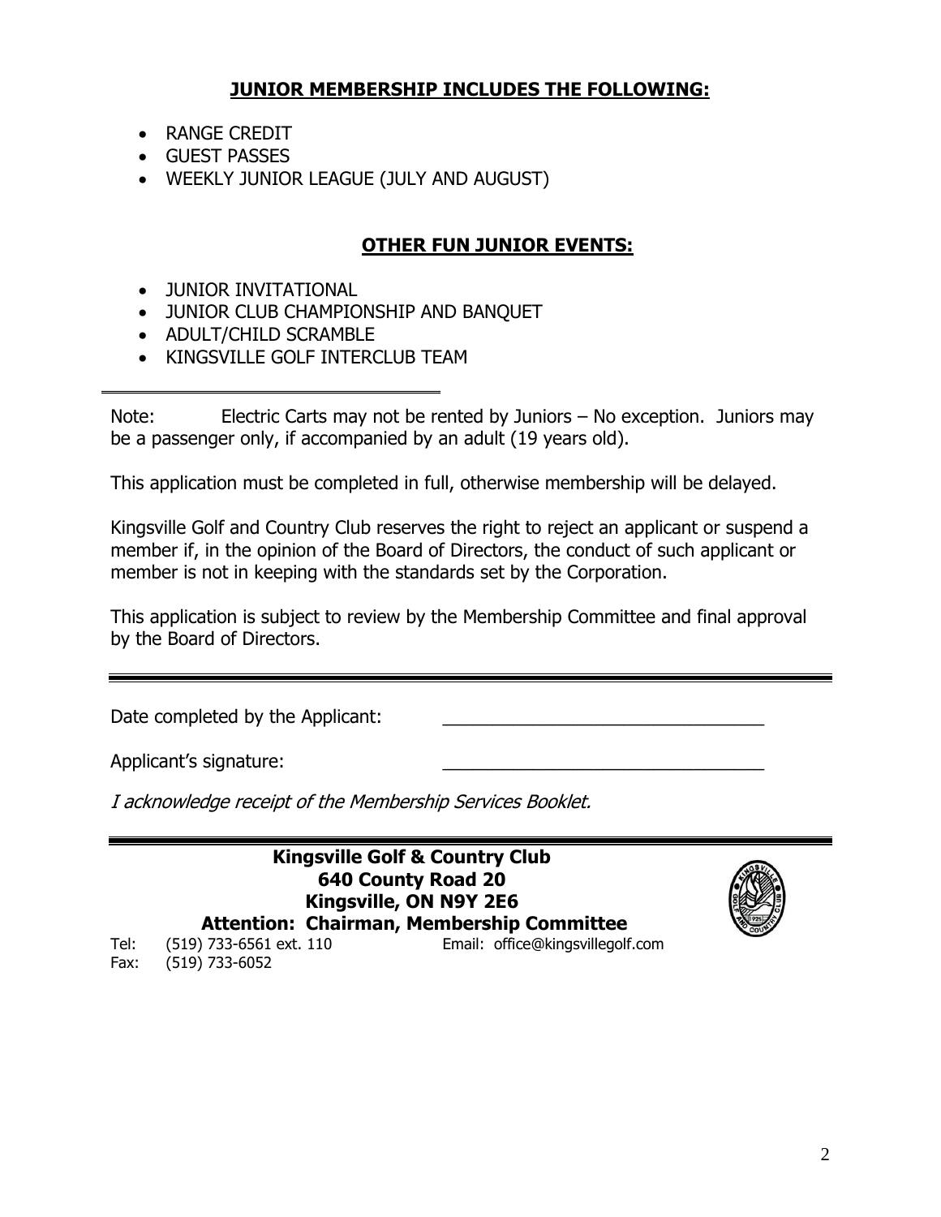## **JUNIOR MEMBERSHIP INCLUDES THE FOLLOWING:**

- RANGE CREDIT
- GUEST PASSES
- WEEKLY JUNIOR LEAGUE (JULY AND AUGUST)

## **OTHER FUN JUNIOR EVENTS:**

- JUNIOR INVITATIONAL
- JUNIOR CLUB CHAMPIONSHIP AND BANQUET
- ADULT/CHILD SCRAMBLE
- KINGSVILLE GOLF INTERCLUB TEAM

---

Note: Electric Carts may not be rented by Juniors – No exception. Juniors may be a passenger only, if accompanied by an adult (19 years old).

This application must be completed in full, otherwise membership will be delayed.

Kingsville Golf and Country Club reserves the right to reject an applicant or suspend a member if, in the opinion of the Board of Directors, the conduct of such applicant or member is not in keeping with the standards set by the Corporation.

This application is subject to review by the Membership Committee and final approval by the Board of Directors.

---

Date completed by the Applicant: ______________________________

Applicant's signature: ______________________________

*I acknowledge receipt of the Membership Services Booklet.*

---

**Kingsville Golf & Country Club**
**640 County Road 20**
**Kingsville, ON N9Y 2E6**
**Attention: Chairman, Membership Committee**

Tel: (519) 733-6561 ext. 110 Email: office@kingsvillegolf.com
Fax: (519) 733-6052